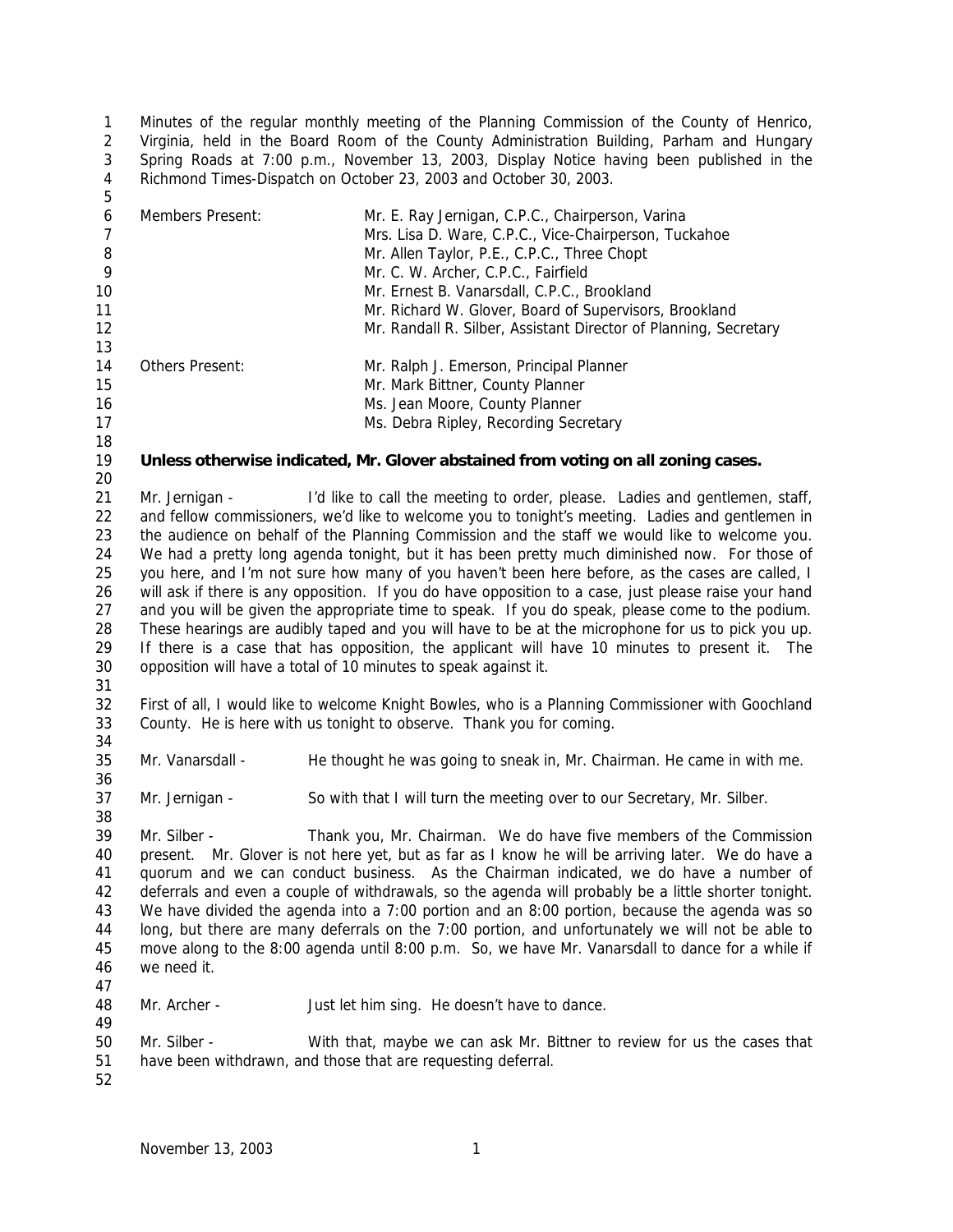Minutes of the regular monthly meeting of the Planning Commission of the County of Henrico, Virginia, held in the Board Room of the County Administration Building, Parham and Hungary Spring Roads at 7:00 p.m., November 13, 2003, Display Notice having been published in the Richmond Times-Dispatch on October 23, 2003 and October 30, 2003.

| | |
|---|---|
| Members Present: | Mr. E. Ray Jernigan, C.P.C., Chairperson, Varina |
| | Mrs. Lisa D. Ware, C.P.C., Vice-Chairperson, Tuckahoe |
| | Mr. Allen Taylor, P.E., C.P.C., Three Chopt |
| | Mr. C. W. Archer, C.P.C., Fairfield |
| | Mr. Ernest B. Vanarsdall, C.P.C., Brookland |
| | Mr. Richard W. Glover, Board of Supervisors, Brookland |
| | Mr. Randall R. Silber, Assistant Director of Planning, Secretary |
| Others Present: | Mr. Ralph J. Emerson, Principal Planner |
| | Mr. Mark Bittner, County Planner |
| | Ms. Jean Moore, County Planner |
| | Ms. Debra Ripley, Recording Secretary |

**Unless otherwise indicated, Mr. Glover abstained from voting on all zoning cases.**

Mr. Jernigan - I'd like to call the meeting to order, please. Ladies and gentlemen, staff, and fellow commissioners, we'd like to welcome you to tonight's meeting. Ladies and gentlemen in the audience on behalf of the Planning Commission and the staff we would like to welcome you. We had a pretty long agenda tonight, but it has been pretty much diminished now. For those of you here, and I'm not sure how many of you haven't been here before, as the cases are called, I will ask if there is any opposition. If you do have opposition to a case, just please raise your hand and you will be given the appropriate time to speak. If you do speak, please come to the podium. These hearings are audibly taped and you will have to be at the microphone for us to pick you up. If there is a case that has opposition, the applicant will have 10 minutes to present it. The opposition will have a total of 10 minutes to speak against it.

First of all, I would like to welcome Knight Bowles, who is a Planning Commissioner with Goochland County. He is here with us tonight to observe. Thank you for coming.

Mr. Vanarsdall - He thought he was going to sneak in, Mr. Chairman. He came in with me.

Mr. Jernigan - So with that I will turn the meeting over to our Secretary, Mr. Silber.

Mr. Silber - Thank you, Mr. Chairman. We do have five members of the Commission present. Mr. Glover is not here yet, but as far as I know he will be arriving later. We do have a quorum and we can conduct business. As the Chairman indicated, we do have a number of deferrals and even a couple of withdrawals, so the agenda will probably be a little shorter tonight. We have divided the agenda into a 7:00 portion and an 8:00 portion, because the agenda was so long, but there are many deferrals on the 7:00 portion, and unfortunately we will not be able to move along to the 8:00 agenda until 8:00 p.m. So, we have Mr. Vanarsdall to dance for a while if we need it.

Mr. Archer - Just let him sing. He doesn't have to dance.

Mr. Silber - With that, maybe we can ask Mr. Bittner to review for us the cases that have been withdrawn, and those that are requesting deferral.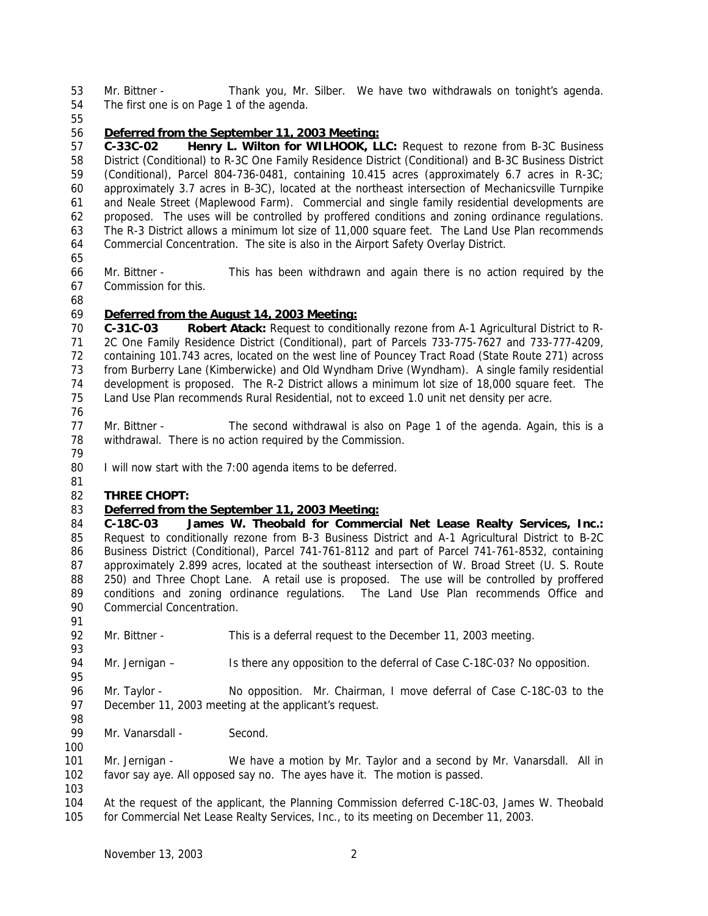Mr. Bittner - Thank you, Mr. Silber. We have two withdrawals on tonight's agenda. The first one is on Page 1 of the agenda.

**Deferred from the September 11, 2003 Meeting:**

**C-33C-02 Henry L. Wilton for WILHOOK, LLC:** Request to rezone from B-3C Business District (Conditional) to R-3C One Family Residence District (Conditional) and B-3C Business District (Conditional), Parcel 804-736-0481, containing 10.415 acres (approximately 6.7 acres in R-3C; approximately 3.7 acres in B-3C), located at the northeast intersection of Mechanicsville Turnpike and Neale Street (Maplewood Farm). Commercial and single family residential developments are proposed. The uses will be controlled by proffered conditions and zoning ordinance regulations. The R-3 District allows a minimum lot size of 11,000 square feet. The Land Use Plan recommends Commercial Concentration. The site is also in the Airport Safety Overlay District.

Mr. Bittner - This has been withdrawn and again there is no action required by the Commission for this.

**Deferred from the August 14, 2003 Meeting:**

**C-31C-03 Robert Atack:** Request to conditionally rezone from A-1 Agricultural District to R-2C One Family Residence District (Conditional), part of Parcels 733-775-7627 and 733-777-4209, containing 101.743 acres, located on the west line of Pouncey Tract Road (State Route 271) across from Burberry Lane (Kimberwicke) and Old Wyndham Drive (Wyndham). A single family residential development is proposed. The R-2 District allows a minimum lot size of 18,000 square feet. The Land Use Plan recommends Rural Residential, not to exceed 1.0 unit net density per acre.

Mr. Bittner - The second withdrawal is also on Page 1 of the agenda. Again, this is a withdrawal. There is no action required by the Commission.

I will now start with the 7:00 agenda items to be deferred.

**THREE CHOPT:**

**Deferred from the September 11, 2003 Meeting:**

**C-18C-03 James W. Theobald for Commercial Net Lease Realty Services, Inc.:** Request to conditionally rezone from B-3 Business District and A-1 Agricultural District to B-2C Business District (Conditional), Parcel 741-761-8112 and part of Parcel 741-761-8532, containing approximately 2.899 acres, located at the southeast intersection of W. Broad Street (U. S. Route 250) and Three Chopt Lane. A retail use is proposed. The use will be controlled by proffered conditions and zoning ordinance regulations. The Land Use Plan recommends Office and Commercial Concentration.

Mr. Bittner - This is a deferral request to the December 11, 2003 meeting.

Mr. Jernigan – Is there any opposition to the deferral of Case C-18C-03? No opposition.

Mr. Taylor - No opposition. Mr. Chairman, I move deferral of Case C-18C-03 to the December 11, 2003 meeting at the applicant's request.

Mr. Vanarsdall - Second.

Mr. Jernigan - We have a motion by Mr. Taylor and a second by Mr. Vanarsdall. All in favor say aye. All opposed say no. The ayes have it. The motion is passed.

At the request of the applicant, the Planning Commission deferred C-18C-03, James W. Theobald for Commercial Net Lease Realty Services, Inc., to its meeting on December 11, 2003.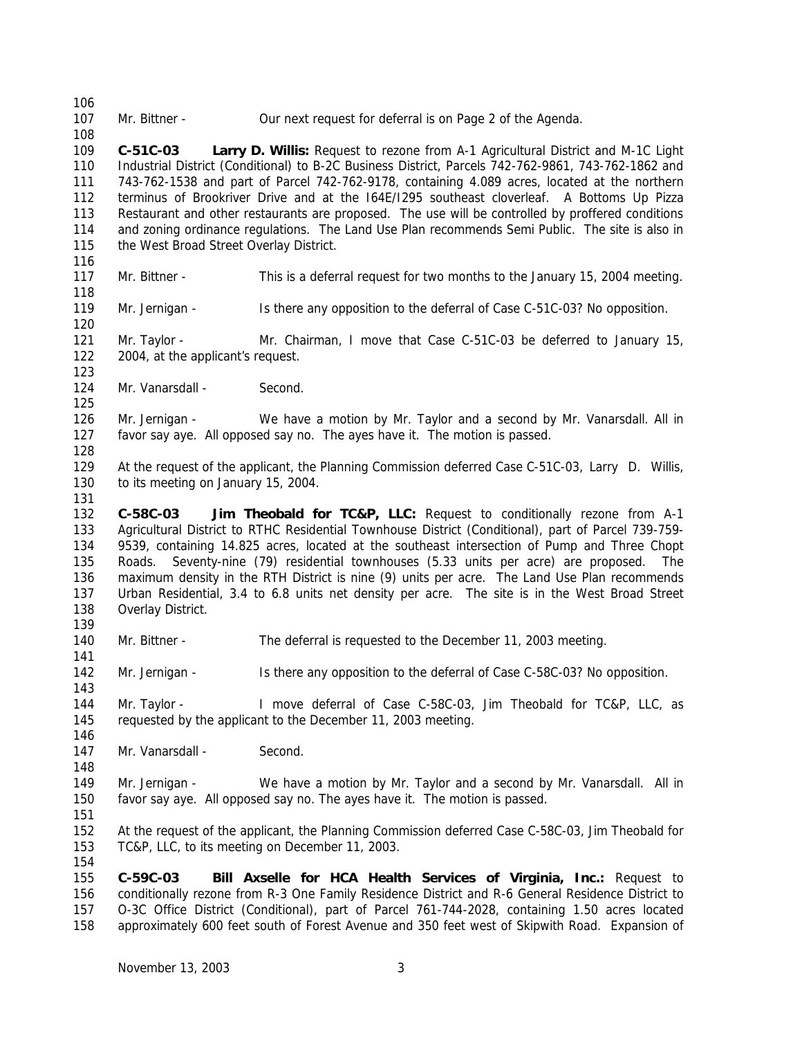Mr. Bittner - Our next request for deferral is on Page 2 of the Agenda.

**C-51C-03 Larry D. Willis:** Request to rezone from A-1 Agricultural District and M-1C Light Industrial District (Conditional) to B-2C Business District, Parcels 742-762-9861, 743-762-1862 and 743-762-1538 and part of Parcel 742-762-9178, containing 4.089 acres, located at the northern terminus of Brookriver Drive and at the I64E/I295 southeast cloverleaf. A Bottoms Up Pizza Restaurant and other restaurants are proposed. The use will be controlled by proffered conditions and zoning ordinance regulations. The Land Use Plan recommends Semi Public. The site is also in the West Broad Street Overlay District.

Mr. Bittner - This is a deferral request for two months to the January 15, 2004 meeting.

Mr. Jernigan - Is there any opposition to the deferral of Case C-51C-03? No opposition.

Mr. Taylor - Mr. Chairman, I move that Case C-51C-03 be deferred to January 15, 2004, at the applicant's request.

Mr. Vanarsdall - Second.

Mr. Jernigan - We have a motion by Mr. Taylor and a second by Mr. Vanarsdall. All in favor say aye. All opposed say no. The ayes have it. The motion is passed.

At the request of the applicant, the Planning Commission deferred Case C-51C-03, Larry D. Willis, to its meeting on January 15, 2004.

**C-58C-03 Jim Theobald for TC&P, LLC:** Request to conditionally rezone from A-1 Agricultural District to RTHC Residential Townhouse District (Conditional), part of Parcel 739-759-9539, containing 14.825 acres, located at the southeast intersection of Pump and Three Chopt Roads. Seventy-nine (79) residential townhouses (5.33 units per acre) are proposed. The maximum density in the RTH District is nine (9) units per acre. The Land Use Plan recommends Urban Residential, 3.4 to 6.8 units net density per acre. The site is in the West Broad Street Overlay District.

Mr. Bittner - The deferral is requested to the December 11, 2003 meeting.

Mr. Jernigan - Is there any opposition to the deferral of Case C-58C-03? No opposition.

Mr. Taylor - I move deferral of Case C-58C-03, Jim Theobald for TC&P, LLC, as requested by the applicant to the December 11, 2003 meeting.

Mr. Vanarsdall - Second.

Mr. Jernigan - We have a motion by Mr. Taylor and a second by Mr. Vanarsdall. All in favor say aye. All opposed say no. The ayes have it. The motion is passed.

At the request of the applicant, the Planning Commission deferred Case C-58C-03, Jim Theobald for TC&P, LLC, to its meeting on December 11, 2003.

**C-59C-03 Bill Axselle for HCA Health Services of Virginia, Inc.:** Request to conditionally rezone from R-3 One Family Residence District and R-6 General Residence District to O-3C Office District (Conditional), part of Parcel 761-744-2028, containing 1.50 acres located approximately 600 feet south of Forest Avenue and 350 feet west of Skipwith Road. Expansion of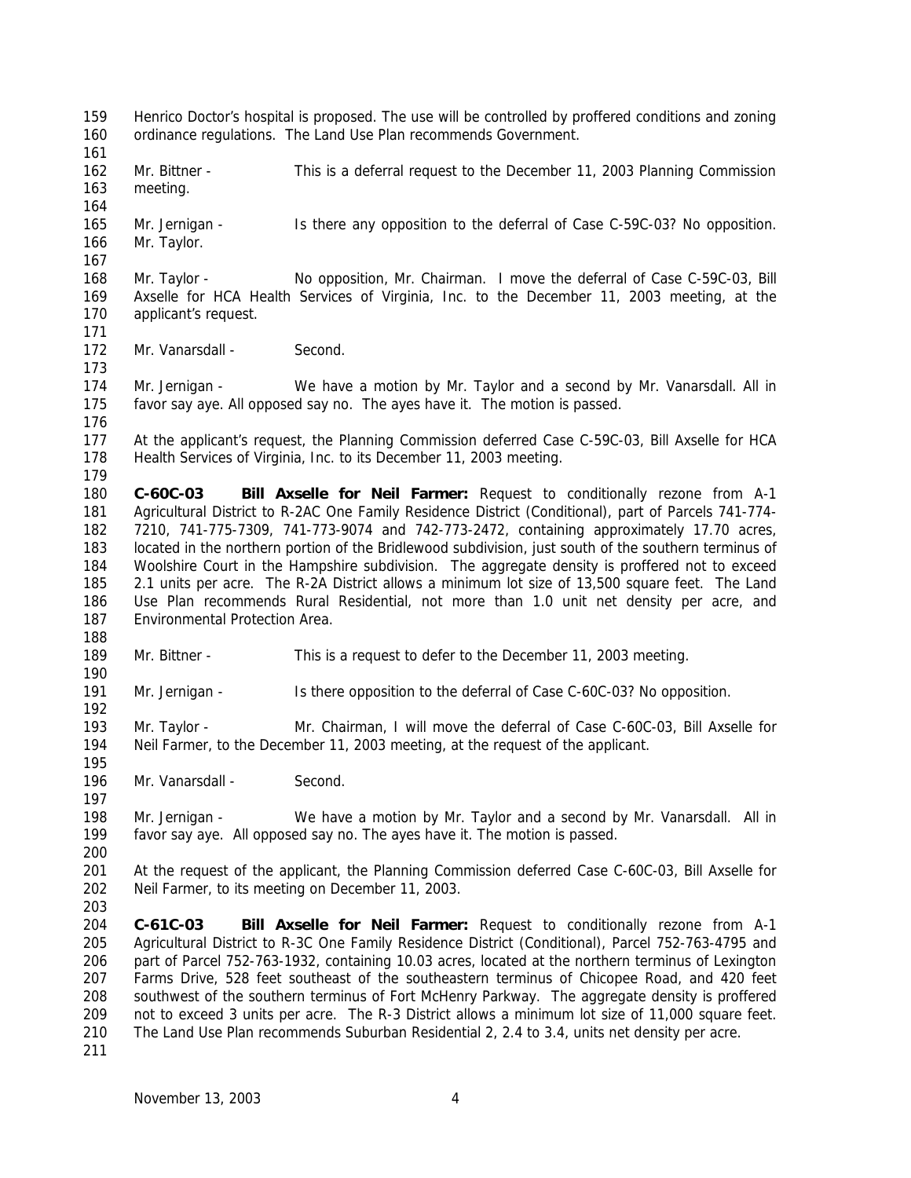Henrico Doctor's hospital is proposed. The use will be controlled by proffered conditions and zoning ordinance regulations. The Land Use Plan recommends Government.

Mr. Bittner - This is a deferral request to the December 11, 2003 Planning Commission meeting.

Mr. Jernigan - Is there any opposition to the deferral of Case C-59C-03? No opposition. Mr. Taylor.

Mr. Taylor - No opposition, Mr. Chairman. I move the deferral of Case C-59C-03, Bill Axselle for HCA Health Services of Virginia, Inc. to the December 11, 2003 meeting, at the applicant's request.

Mr. Vanarsdall - Second.

Mr. Jernigan - We have a motion by Mr. Taylor and a second by Mr. Vanarsdall. All in favor say aye. All opposed say no. The ayes have it. The motion is passed.

At the applicant's request, the Planning Commission deferred Case C-59C-03, Bill Axselle for HCA Health Services of Virginia, Inc. to its December 11, 2003 meeting.

**C-60C-03 Bill Axselle for Neil Farmer:** Request to conditionally rezone from A-1 Agricultural District to R-2AC One Family Residence District (Conditional), part of Parcels 741-774-7210, 741-775-7309, 741-773-9074 and 742-773-2472, containing approximately 17.70 acres, located in the northern portion of the Bridlewood subdivision, just south of the southern terminus of Woolshire Court in the Hampshire subdivision. The aggregate density is proffered not to exceed 2.1 units per acre. The R-2A District allows a minimum lot size of 13,500 square feet. The Land Use Plan recommends Rural Residential, not more than 1.0 unit net density per acre, and Environmental Protection Area.

Mr. Bittner - This is a request to defer to the December 11, 2003 meeting.

Mr. Jernigan - Is there opposition to the deferral of Case C-60C-03? No opposition.

Mr. Taylor - Mr. Chairman, I will move the deferral of Case C-60C-03, Bill Axselle for Neil Farmer, to the December 11, 2003 meeting, at the request of the applicant.

Mr. Vanarsdall - Second.

Mr. Jernigan - We have a motion by Mr. Taylor and a second by Mr. Vanarsdall. All in favor say aye. All opposed say no. The ayes have it. The motion is passed.

At the request of the applicant, the Planning Commission deferred Case C-60C-03, Bill Axselle for Neil Farmer, to its meeting on December 11, 2003.

**C-61C-03 Bill Axselle for Neil Farmer:** Request to conditionally rezone from A-1 Agricultural District to R-3C One Family Residence District (Conditional), Parcel 752-763-4795 and part of Parcel 752-763-1932, containing 10.03 acres, located at the northern terminus of Lexington Farms Drive, 528 feet southeast of the southeastern terminus of Chicopee Road, and 420 feet southwest of the southern terminus of Fort McHenry Parkway. The aggregate density is proffered not to exceed 3 units per acre. The R-3 District allows a minimum lot size of 11,000 square feet. The Land Use Plan recommends Suburban Residential 2, 2.4 to 3.4, units net density per acre.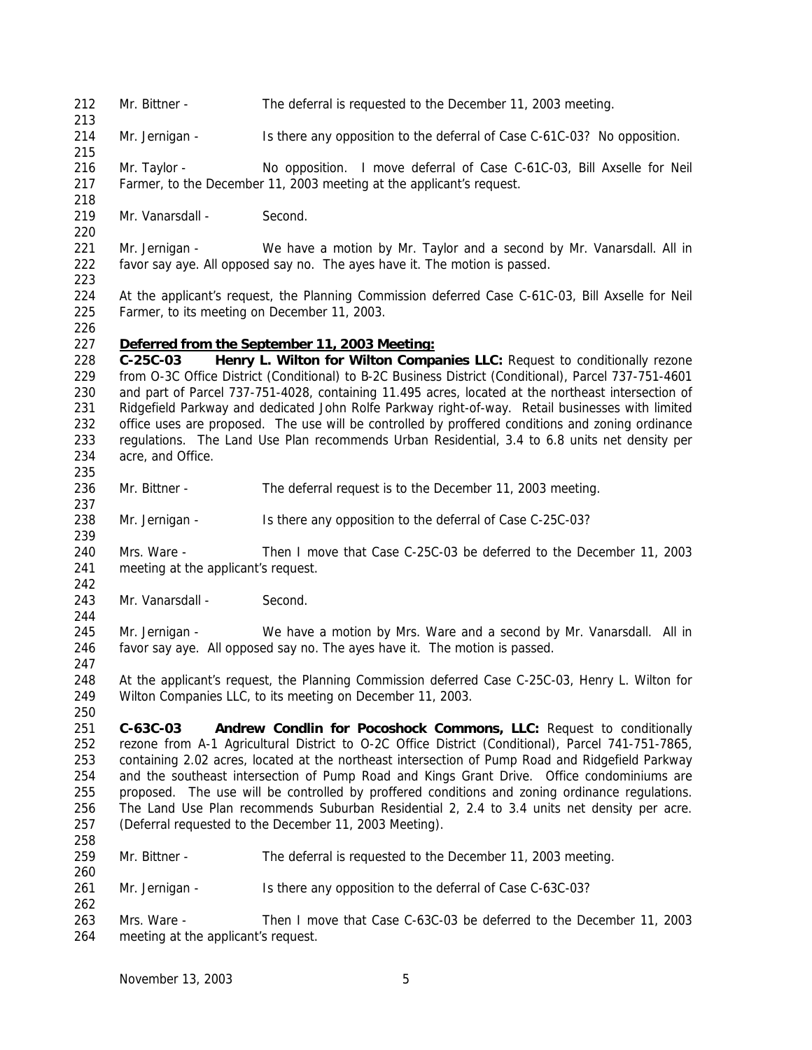Mr. Bittner - The deferral is requested to the December 11, 2003 meeting.

Mr. Jernigan - Is there any opposition to the deferral of Case C-61C-03? No opposition.

Mr. Taylor - No opposition. I move deferral of Case C-61C-03, Bill Axselle for Neil Farmer, to the December 11, 2003 meeting at the applicant's request.

Mr. Vanarsdall - Second.

Mr. Jernigan - We have a motion by Mr. Taylor and a second by Mr. Vanarsdall. All in favor say aye. All opposed say no. The ayes have it. The motion is passed.

At the applicant's request, the Planning Commission deferred Case C-61C-03, Bill Axselle for Neil Farmer, to its meeting on December 11, 2003.

**Deferred from the September 11, 2003 Meeting:**

**C-25C-03 Henry L. Wilton for Wilton Companies LLC:** Request to conditionally rezone from O-3C Office District (Conditional) to B-2C Business District (Conditional), Parcel 737-751-4601 and part of Parcel 737-751-4028, containing 11.495 acres, located at the northeast intersection of Ridgefield Parkway and dedicated John Rolfe Parkway right-of-way. Retail businesses with limited office uses are proposed. The use will be controlled by proffered conditions and zoning ordinance regulations. The Land Use Plan recommends Urban Residential, 3.4 to 6.8 units net density per acre, and Office.

Mr. Bittner - The deferral request is to the December 11, 2003 meeting.

Mr. Jernigan - Is there any opposition to the deferral of Case C-25C-03?

Mrs. Ware - Then I move that Case C-25C-03 be deferred to the December 11, 2003 meeting at the applicant's request.

Mr. Vanarsdall - Second.

Mr. Jernigan - We have a motion by Mrs. Ware and a second by Mr. Vanarsdall. All in favor say aye. All opposed say no. The ayes have it. The motion is passed.

At the applicant's request, the Planning Commission deferred Case C-25C-03, Henry L. Wilton for Wilton Companies LLC, to its meeting on December 11, 2003.

**C-63C-03 Andrew Condlin for Pocoshock Commons, LLC:** Request to conditionally rezone from A-1 Agricultural District to O-2C Office District (Conditional), Parcel 741-751-7865, containing 2.02 acres, located at the northeast intersection of Pump Road and Ridgefield Parkway and the southeast intersection of Pump Road and Kings Grant Drive. Office condominiums are proposed. The use will be controlled by proffered conditions and zoning ordinance regulations. The Land Use Plan recommends Suburban Residential 2, 2.4 to 3.4 units net density per acre. (Deferral requested to the December 11, 2003 Meeting).

Mr. Bittner - The deferral is requested to the December 11, 2003 meeting.

Mr. Jernigan - Is there any opposition to the deferral of Case C-63C-03?

Mrs. Ware - Then I move that Case C-63C-03 be deferred to the December 11, 2003 meeting at the applicant's request.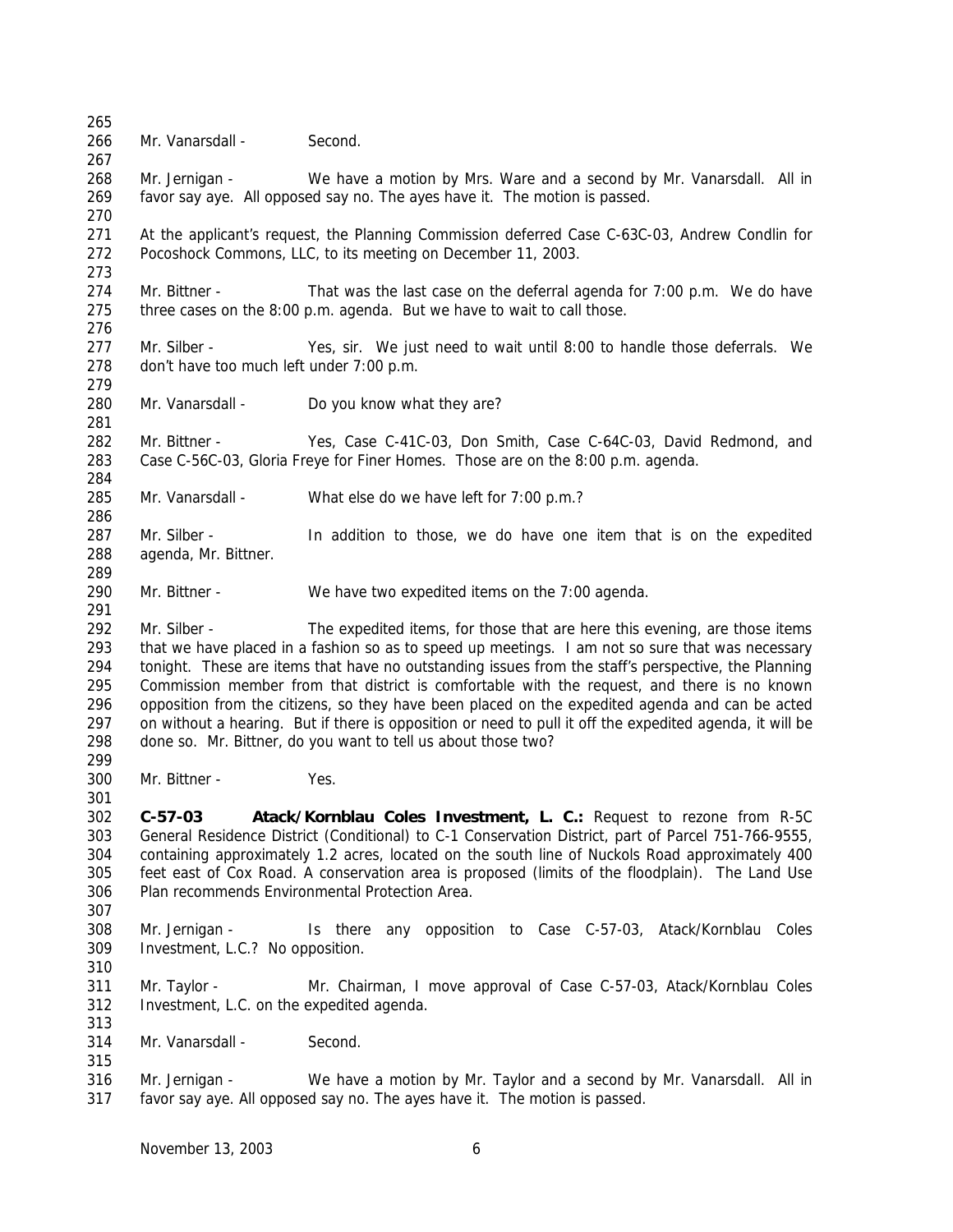Mr. Vanarsdall - Second.

Mr. Jernigan - We have a motion by Mrs. Ware and a second by Mr. Vanarsdall. All in favor say aye. All opposed say no. The ayes have it. The motion is passed.

At the applicant's request, the Planning Commission deferred Case C-63C-03, Andrew Condlin for Pocoshock Commons, LLC, to its meeting on December 11, 2003.

Mr. Bittner - That was the last case on the deferral agenda for 7:00 p.m. We do have three cases on the 8:00 p.m. agenda. But we have to wait to call those.

Mr. Silber - Yes, sir. We just need to wait until 8:00 to handle those deferrals. We don't have too much left under 7:00 p.m.

Mr. Vanarsdall - Do you know what they are?

Mr. Bittner - Yes, Case C-41C-03, Don Smith, Case C-64C-03, David Redmond, and Case C-56C-03, Gloria Freye for Finer Homes. Those are on the 8:00 p.m. agenda.

Mr. Vanarsdall - What else do we have left for 7:00 p.m.?

Mr. Silber - In addition to those, we do have one item that is on the expedited agenda, Mr. Bittner.

Mr. Bittner - We have two expedited items on the 7:00 agenda.

Mr. Silber - The expedited items, for those that are here this evening, are those items that we have placed in a fashion so as to speed up meetings. I am not so sure that was necessary tonight. These are items that have no outstanding issues from the staff's perspective, the Planning Commission member from that district is comfortable with the request, and there is no known opposition from the citizens, so they have been placed on the expedited agenda and can be acted on without a hearing. But if there is opposition or need to pull it off the expedited agenda, it will be done so. Mr. Bittner, do you want to tell us about those two?

Mr. Bittner - Yes.

**C-57-03 Atack/Kornblau Coles Investment, L. C.:** Request to rezone from R-5C General Residence District (Conditional) to C-1 Conservation District, part of Parcel 751-766-9555, containing approximately 1.2 acres, located on the south line of Nuckols Road approximately 400 feet east of Cox Road. A conservation area is proposed (limits of the floodplain). The Land Use Plan recommends Environmental Protection Area.

Mr. Jernigan - Is there any opposition to Case C-57-03, Atack/Kornblau Coles Investment, L.C.? No opposition.

Mr. Taylor - Mr. Chairman, I move approval of Case C-57-03, Atack/Kornblau Coles Investment, L.C. on the expedited agenda.

Mr. Vanarsdall - Second.

Mr. Jernigan - We have a motion by Mr. Taylor and a second by Mr. Vanarsdall. All in favor say aye. All opposed say no. The ayes have it. The motion is passed.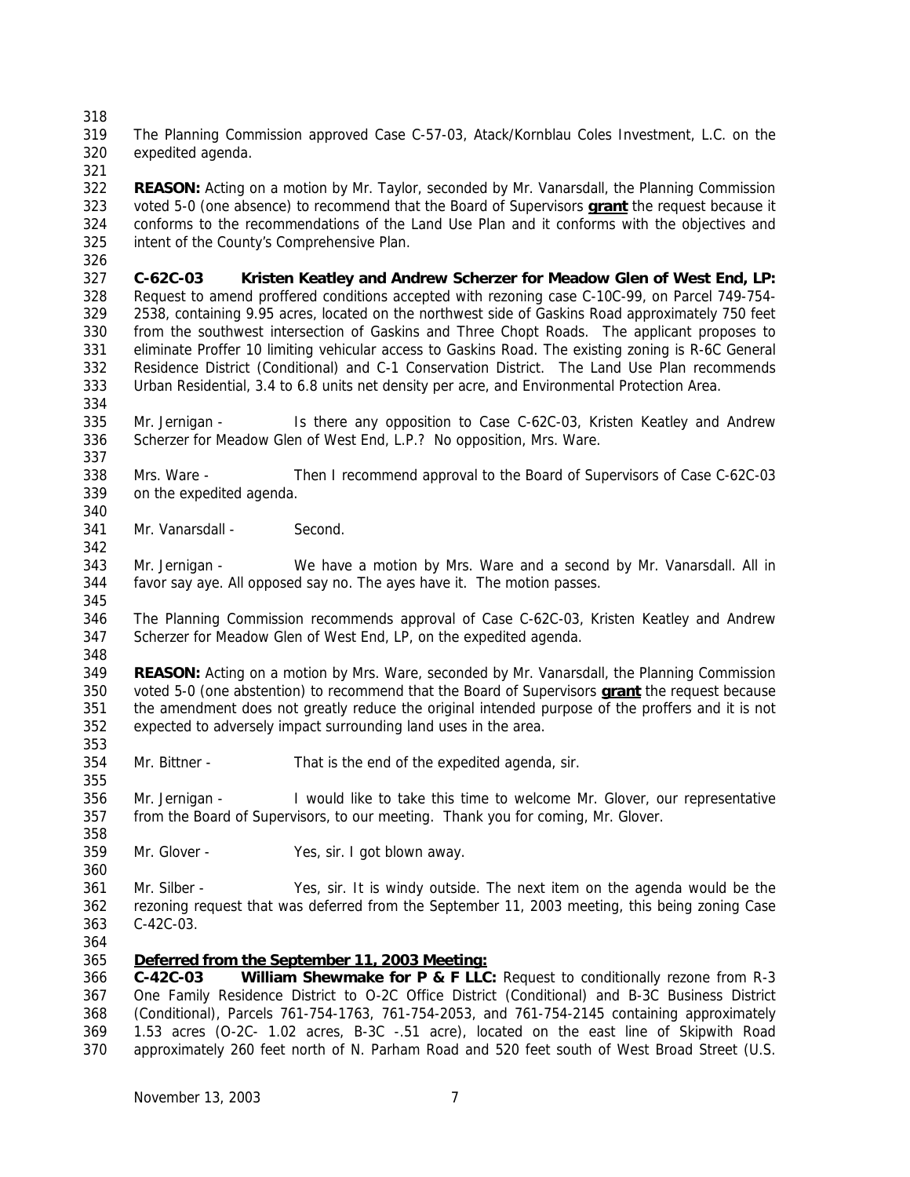The Planning Commission approved Case C-57-03, Atack/Kornblau Coles Investment, L.C. on the expedited agenda.

**REASON:** Acting on a motion by Mr. Taylor, seconded by Mr. Vanarsdall, the Planning Commission voted 5-0 (one absence) to recommend that the Board of Supervisors **grant** the request because it conforms to the recommendations of the Land Use Plan and it conforms with the objectives and intent of the County's Comprehensive Plan.

**C-62C-03 Kristen Keatley and Andrew Scherzer for Meadow Glen of West End, LP:** Request to amend proffered conditions accepted with rezoning case C-10C-99, on Parcel 749-754-2538, containing 9.95 acres, located on the northwest side of Gaskins Road approximately 750 feet from the southwest intersection of Gaskins and Three Chopt Roads. The applicant proposes to eliminate Proffer 10 limiting vehicular access to Gaskins Road. The existing zoning is R-6C General Residence District (Conditional) and C-1 Conservation District. The Land Use Plan recommends Urban Residential, 3.4 to 6.8 units net density per acre, and Environmental Protection Area.

Mr. Jernigan - Is there any opposition to Case C-62C-03, Kristen Keatley and Andrew Scherzer for Meadow Glen of West End, L.P.? No opposition, Mrs. Ware.

Mrs. Ware - Then I recommend approval to the Board of Supervisors of Case C-62C-03 on the expedited agenda.

Mr. Vanarsdall - Second.

Mr. Jernigan - We have a motion by Mrs. Ware and a second by Mr. Vanarsdall. All in favor say aye. All opposed say no. The ayes have it. The motion passes.

The Planning Commission recommends approval of Case C-62C-03, Kristen Keatley and Andrew Scherzer for Meadow Glen of West End, LP, on the expedited agenda.

**REASON:** Acting on a motion by Mrs. Ware, seconded by Mr. Vanarsdall, the Planning Commission voted 5-0 (one abstention) to recommend that the Board of Supervisors **grant** the request because the amendment does not greatly reduce the original intended purpose of the proffers and it is not expected to adversely impact surrounding land uses in the area.

Mr. Bittner - That is the end of the expedited agenda, sir.

Mr. Jernigan - I would like to take this time to welcome Mr. Glover, our representative from the Board of Supervisors, to our meeting. Thank you for coming, Mr. Glover.

Mr. Glover - Yes, sir. I got blown away.

Mr. Silber - Yes, sir. It is windy outside. The next item on the agenda would be the rezoning request that was deferred from the September 11, 2003 meeting, this being zoning Case C-42C-03.

**Deferred from the September 11, 2003 Meeting:**

**C-42C-03 William Shewmake for P & F LLC:** Request to conditionally rezone from R-3 One Family Residence District to O-2C Office District (Conditional) and B-3C Business District (Conditional), Parcels 761-754-1763, 761-754-2053, and 761-754-2145 containing approximately 1.53 acres (O-2C- 1.02 acres, B-3C -.51 acre), located on the east line of Skipwith Road approximately 260 feet north of N. Parham Road and 520 feet south of West Broad Street (U.S.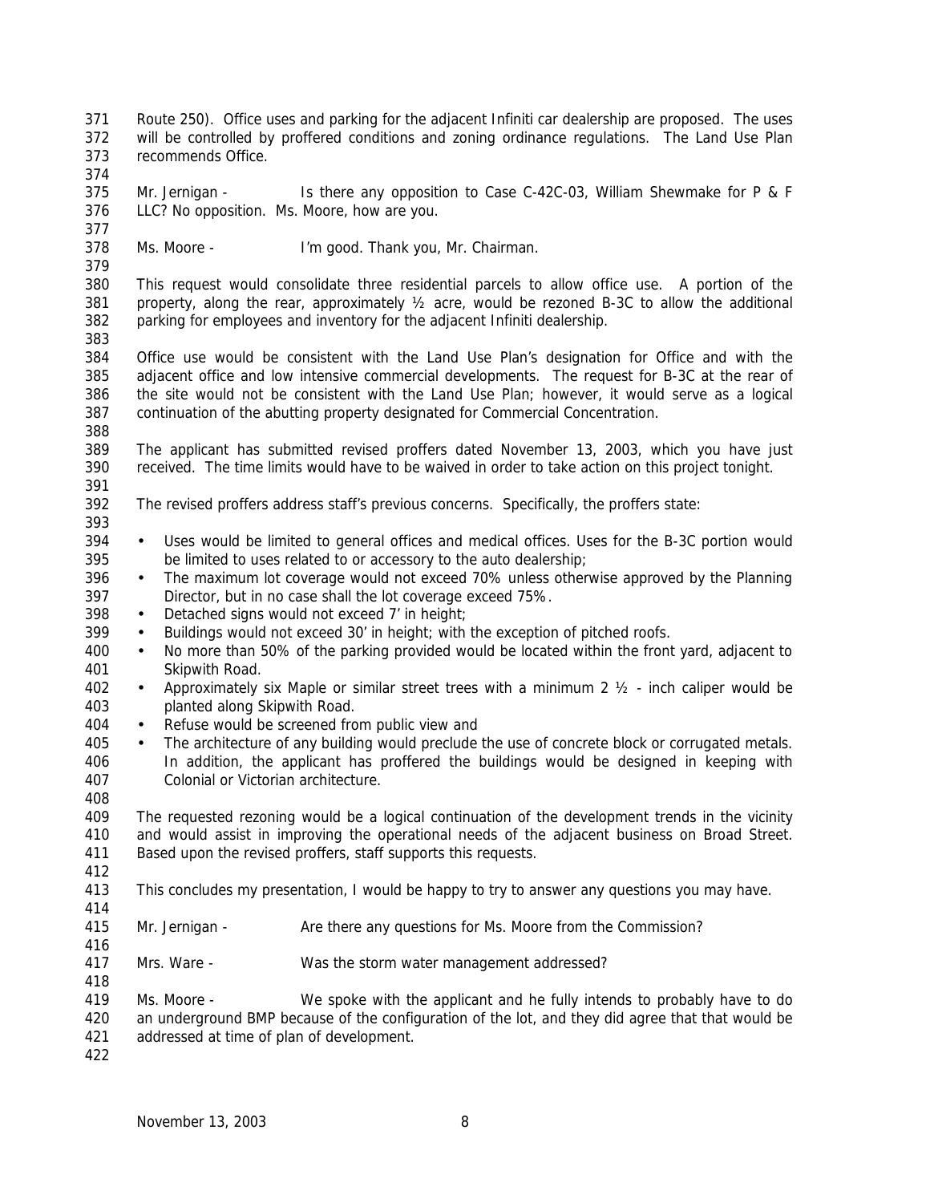Route 250). Office uses and parking for the adjacent Infiniti car dealership are proposed. The uses will be controlled by proffered conditions and zoning ordinance regulations. The Land Use Plan recommends Office.

Mr. Jernigan - Is there any opposition to Case C-42C-03, William Shewmake for P & F LLC? No opposition. Ms. Moore, how are you.

Ms. Moore - I'm good. Thank you, Mr. Chairman.

This request would consolidate three residential parcels to allow office use. A portion of the property, along the rear, approximately ½ acre, would be rezoned B-3C to allow the additional parking for employees and inventory for the adjacent Infiniti dealership.

Office use would be consistent with the Land Use Plan's designation for Office and with the adjacent office and low intensive commercial developments. The request for B-3C at the rear of the site would not be consistent with the Land Use Plan; however, it would serve as a logical continuation of the abutting property designated for Commercial Concentration.

The applicant has submitted revised proffers dated November 13, 2003, which you have just received. The time limits would have to be waived in order to take action on this project tonight.

The revised proffers address staff's previous concerns. Specifically, the proffers state:

- Uses would be limited to general offices and medical offices. Uses for the B-3C portion would be limited to uses related to or accessory to the auto dealership;
- The maximum lot coverage would not exceed 70% unless otherwise approved by the Planning Director, but in no case shall the lot coverage exceed 75%.
- Detached signs would not exceed 7' in height;
- Buildings would not exceed 30' in height; with the exception of pitched roofs.
- No more than 50% of the parking provided would be located within the front yard, adjacent to Skipwith Road.
- Approximately six Maple or similar street trees with a minimum 2 ½ - inch caliper would be planted along Skipwith Road.
- Refuse would be screened from public view and
- The architecture of any building would preclude the use of concrete block or corrugated metals. In addition, the applicant has proffered the buildings would be designed in keeping with Colonial or Victorian architecture.

The requested rezoning would be a logical continuation of the development trends in the vicinity and would assist in improving the operational needs of the adjacent business on Broad Street. Based upon the revised proffers, staff supports this requests.

This concludes my presentation, I would be happy to try to answer any questions you may have.

Mr. Jernigan - Are there any questions for Ms. Moore from the Commission?

Mrs. Ware - Was the storm water management addressed?

Ms. Moore - We spoke with the applicant and he fully intends to probably have to do an underground BMP because of the configuration of the lot, and they did agree that that would be addressed at time of plan of development.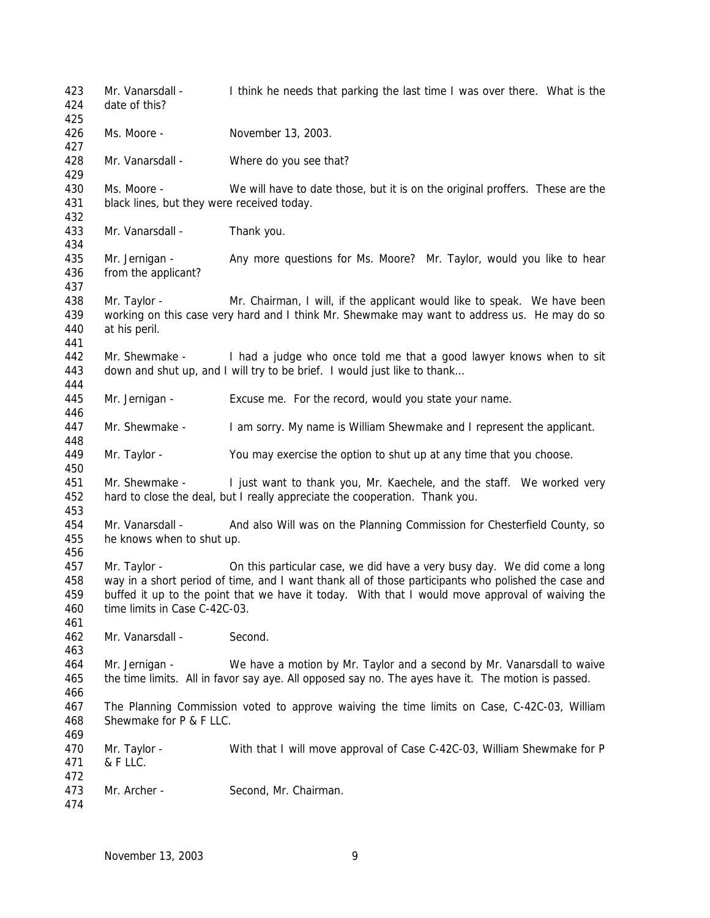Mr. Vanarsdall - I think he needs that parking the last time I was over there. What is the date of this?

Ms. Moore - November 13, 2003.

Mr. Vanarsdall - Where do you see that?

Ms. Moore - We will have to date those, but it is on the original proffers. These are the black lines, but they were received today.

Mr. Vanarsdall - Thank you.

Mr. Jernigan - Any more questions for Ms. Moore? Mr. Taylor, would you like to hear from the applicant?

Mr. Taylor - Mr. Chairman, I will, if the applicant would like to speak. We have been working on this case very hard and I think Mr. Shewmake may want to address us. He may do so at his peril.

Mr. Shewmake - I had a judge who once told me that a good lawyer knows when to sit down and shut up, and I will try to be brief. I would just like to thank…

Mr. Jernigan - Excuse me. For the record, would you state your name.

Mr. Shewmake - I am sorry. My name is William Shewmake and I represent the applicant.

Mr. Taylor - You may exercise the option to shut up at any time that you choose.

Mr. Shewmake - I just want to thank you, Mr. Kaechele, and the staff. We worked very hard to close the deal, but I really appreciate the cooperation. Thank you.

Mr. Vanarsdall - And also Will was on the Planning Commission for Chesterfield County, so he knows when to shut up.

Mr. Taylor - On this particular case, we did have a very busy day. We did come a long way in a short period of time, and I want thank all of those participants who polished the case and buffed it up to the point that we have it today. With that I would move approval of waiving the time limits in Case C-42C-03.

Mr. Vanarsdall - Second.

Mr. Jernigan - We have a motion by Mr. Taylor and a second by Mr. Vanarsdall to waive the time limits. All in favor say aye. All opposed say no. The ayes have it. The motion is passed.

The Planning Commission voted to approve waiving the time limits on Case, C-42C-03, William Shewmake for P & F LLC.

Mr. Taylor - With that I will move approval of Case C-42C-03, William Shewmake for P & F LLC.

Mr. Archer - Second, Mr. Chairman.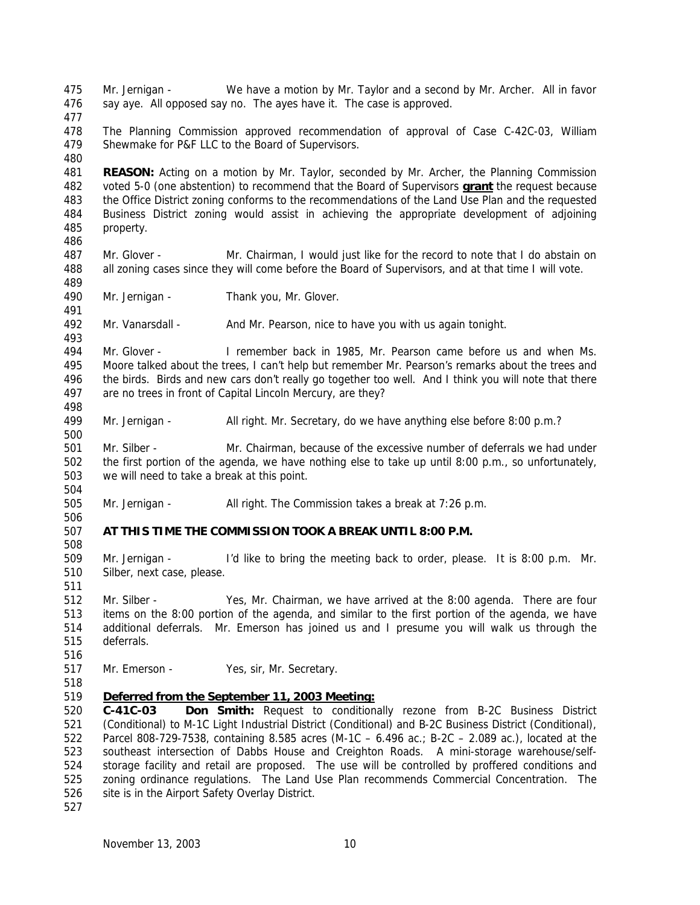Mr. Jernigan - We have a motion by Mr. Taylor and a second by Mr. Archer. All in favor say aye. All opposed say no. The ayes have it. The case is approved.

The Planning Commission approved recommendation of approval of Case C-42C-03, William Shewmake for P&F LLC to the Board of Supervisors.

**REASON:** Acting on a motion by Mr. Taylor, seconded by Mr. Archer, the Planning Commission voted 5-0 (one abstention) to recommend that the Board of Supervisors **grant** the request because the Office District zoning conforms to the recommendations of the Land Use Plan and the requested Business District zoning would assist in achieving the appropriate development of adjoining property.

Mr. Glover - Mr. Chairman, I would just like for the record to note that I do abstain on all zoning cases since they will come before the Board of Supervisors, and at that time I will vote.

Mr. Jernigan - Thank you, Mr. Glover.

Mr. Vanarsdall - And Mr. Pearson, nice to have you with us again tonight.

Mr. Glover - I remember back in 1985, Mr. Pearson came before us and when Ms. Moore talked about the trees, I can't help but remember Mr. Pearson's remarks about the trees and the birds. Birds and new cars don't really go together too well. And I think you will note that there are no trees in front of Capital Lincoln Mercury, are they?

Mr. Jernigan - All right. Mr. Secretary, do we have anything else before 8:00 p.m.?

Mr. Silber - Mr. Chairman, because of the excessive number of deferrals we had under the first portion of the agenda, we have nothing else to take up until 8:00 p.m., so unfortunately, we will need to take a break at this point.

Mr. Jernigan - All right. The Commission takes a break at 7:26 p.m.

**AT THIS TIME THE COMMISSION TOOK A BREAK UNTIL 8:00 P.M.**

Mr. Jernigan - I'd like to bring the meeting back to order, please. It is 8:00 p.m. Mr. Silber, next case, please.

Mr. Silber - Yes, Mr. Chairman, we have arrived at the 8:00 agenda. There are four items on the 8:00 portion of the agenda, and similar to the first portion of the agenda, we have additional deferrals. Mr. Emerson has joined us and I presume you will walk us through the deferrals.

Mr. Emerson - Yes, sir, Mr. Secretary.

**Deferred from the September 11, 2003 Meeting:**

**C-41C-03 Don Smith:** Request to conditionally rezone from B-2C Business District (Conditional) to M-1C Light Industrial District (Conditional) and B-2C Business District (Conditional), Parcel 808-729-7538, containing 8.585 acres (M-1C – 6.496 ac.; B-2C – 2.089 ac.), located at the southeast intersection of Dabbs House and Creighton Roads. A mini-storage warehouse/self-storage facility and retail are proposed. The use will be controlled by proffered conditions and zoning ordinance regulations. The Land Use Plan recommends Commercial Concentration. The site is in the Airport Safety Overlay District.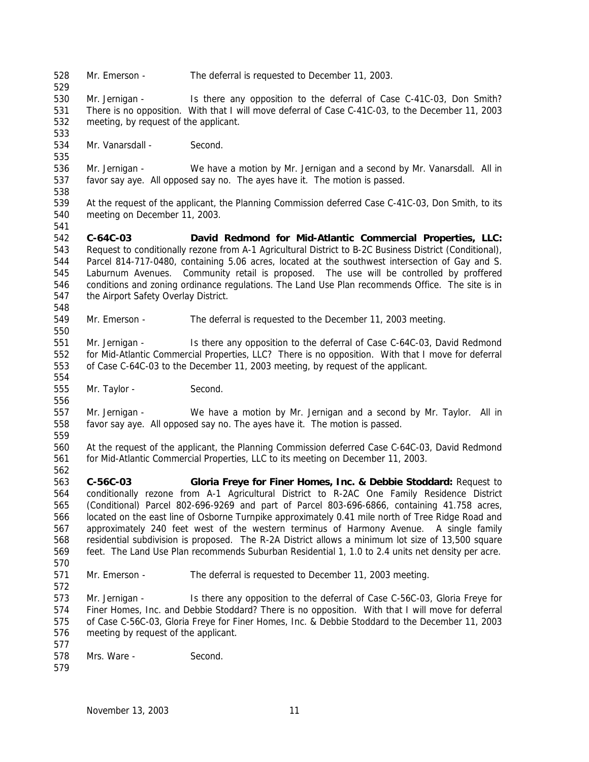Mr. Emerson - The deferral is requested to December 11, 2003.

Mr. Jernigan - Is there any opposition to the deferral of Case C-41C-03, Don Smith? There is no opposition. With that I will move deferral of Case C-41C-03, to the December 11, 2003 meeting, by request of the applicant.

Mr. Vanarsdall - Second.

Mr. Jernigan - We have a motion by Mr. Jernigan and a second by Mr. Vanarsdall. All in favor say aye. All opposed say no. The ayes have it. The motion is passed.

At the request of the applicant, the Planning Commission deferred Case C-41C-03, Don Smith, to its meeting on December 11, 2003.

**C-64C-03 David Redmond for Mid-Atlantic Commercial Properties, LLC:** Request to conditionally rezone from A-1 Agricultural District to B-2C Business District (Conditional), Parcel 814-717-0480, containing 5.06 acres, located at the southwest intersection of Gay and S. Laburnum Avenues. Community retail is proposed. The use will be controlled by proffered conditions and zoning ordinance regulations. The Land Use Plan recommends Office. The site is in the Airport Safety Overlay District.

Mr. Emerson - The deferral is requested to the December 11, 2003 meeting.

Mr. Jernigan - Is there any opposition to the deferral of Case C-64C-03, David Redmond for Mid-Atlantic Commercial Properties, LLC? There is no opposition. With that I move for deferral of Case C-64C-03 to the December 11, 2003 meeting, by request of the applicant.

Mr. Taylor - Second.

Mr. Jernigan - We have a motion by Mr. Jernigan and a second by Mr. Taylor. All in favor say aye. All opposed say no. The ayes have it. The motion is passed.

At the request of the applicant, the Planning Commission deferred Case C-64C-03, David Redmond for Mid-Atlantic Commercial Properties, LLC to its meeting on December 11, 2003.

**C-56C-03 Gloria Freye for Finer Homes, Inc. & Debbie Stoddard:** Request to conditionally rezone from A-1 Agricultural District to R-2AC One Family Residence District (Conditional) Parcel 802-696-9269 and part of Parcel 803-696-6866, containing 41.758 acres, located on the east line of Osborne Turnpike approximately 0.41 mile north of Tree Ridge Road and approximately 240 feet west of the western terminus of Harmony Avenue. A single family residential subdivision is proposed. The R-2A District allows a minimum lot size of 13,500 square feet. The Land Use Plan recommends Suburban Residential 1, 1.0 to 2.4 units net density per acre.

Mr. Emerson - The deferral is requested to December 11, 2003 meeting.

Mr. Jernigan - Is there any opposition to the deferral of Case C-56C-03, Gloria Freye for Finer Homes, Inc. and Debbie Stoddard? There is no opposition. With that I will move for deferral of Case C-56C-03, Gloria Freye for Finer Homes, Inc. & Debbie Stoddard to the December 11, 2003 meeting by request of the applicant.

Mrs. Ware - Second.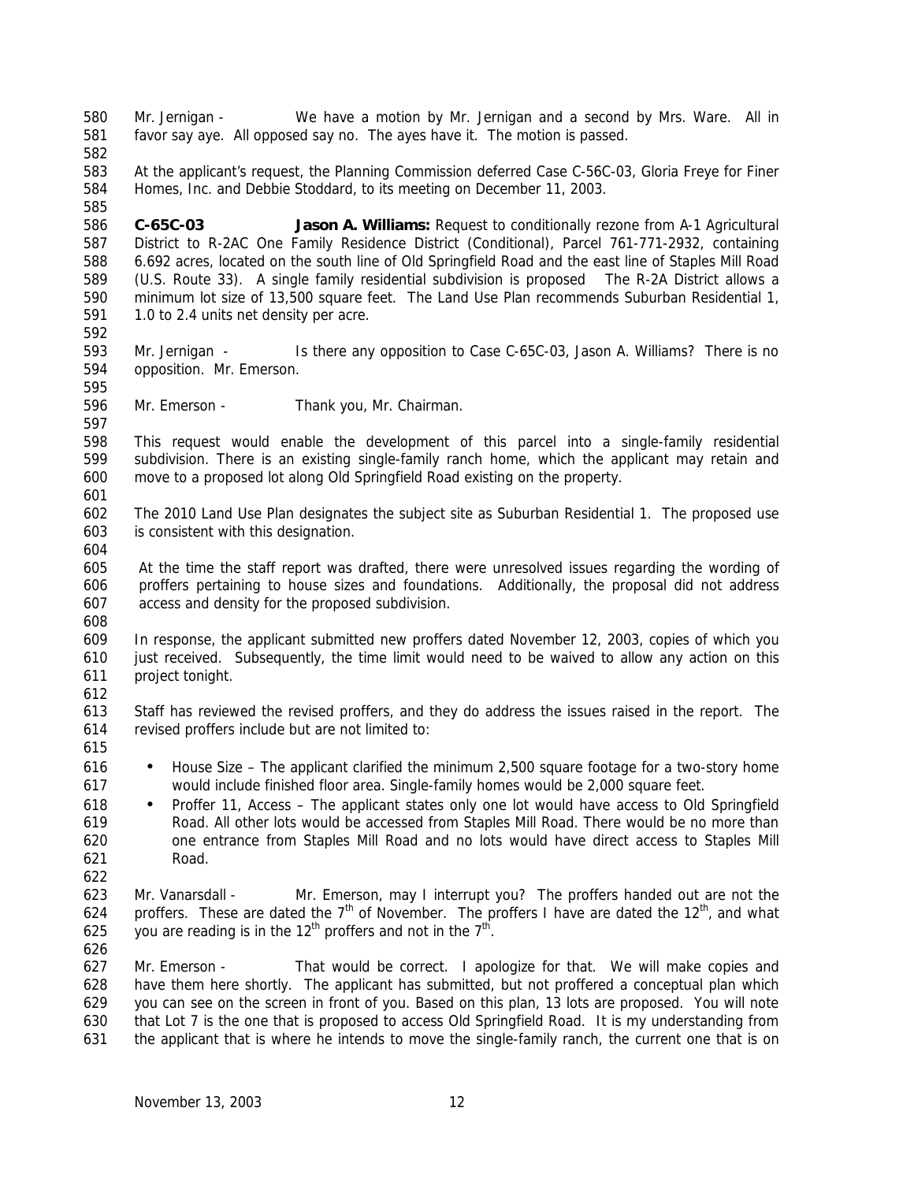Mr. Jernigan - We have a motion by Mr. Jernigan and a second by Mrs. Ware. All in favor say aye. All opposed say no. The ayes have it. The motion is passed.

At the applicant's request, the Planning Commission deferred Case C-56C-03, Gloria Freye for Finer Homes, Inc. and Debbie Stoddard, to its meeting on December 11, 2003.

**C-65C-03 Jason A. Williams:** Request to conditionally rezone from A-1 Agricultural District to R-2AC One Family Residence District (Conditional), Parcel 761-771-2932, containing 6.692 acres, located on the south line of Old Springfield Road and the east line of Staples Mill Road (U.S. Route 33). A single family residential subdivision is proposed The R-2A District allows a minimum lot size of 13,500 square feet. The Land Use Plan recommends Suburban Residential 1, 1.0 to 2.4 units net density per acre.

Mr. Jernigan - Is there any opposition to Case C-65C-03, Jason A. Williams? There is no opposition. Mr. Emerson.

Mr. Emerson - Thank you, Mr. Chairman.

This request would enable the development of this parcel into a single-family residential subdivision. There is an existing single-family ranch home, which the applicant may retain and move to a proposed lot along Old Springfield Road existing on the property.

The 2010 Land Use Plan designates the subject site as Suburban Residential 1. The proposed use is consistent with this designation.

At the time the staff report was drafted, there were unresolved issues regarding the wording of proffers pertaining to house sizes and foundations. Additionally, the proposal did not address access and density for the proposed subdivision.

In response, the applicant submitted new proffers dated November 12, 2003, copies of which you just received. Subsequently, the time limit would need to be waived to allow any action on this project tonight.

Staff has reviewed the revised proffers, and they do address the issues raised in the report. The revised proffers include but are not limited to:

- House Size – The applicant clarified the minimum 2,500 square footage for a two-story home would include finished floor area. Single-family homes would be 2,000 square feet.
- Proffer 11, Access – The applicant states only one lot would have access to Old Springfield Road. All other lots would be accessed from Staples Mill Road. There would be no more than one entrance from Staples Mill Road and no lots would have direct access to Staples Mill Road.

Mr. Vanarsdall - Mr. Emerson, may I interrupt you? The proffers handed out are not the proffers. These are dated the 7th of November. The proffers I have are dated the 12th, and what you are reading is in the 12th proffers and not in the 7th.

Mr. Emerson - That would be correct. I apologize for that. We will make copies and have them here shortly. The applicant has submitted, but not proffered a conceptual plan which you can see on the screen in front of you. Based on this plan, 13 lots are proposed. You will note that Lot 7 is the one that is proposed to access Old Springfield Road. It is my understanding from the applicant that is where he intends to move the single-family ranch, the current one that is on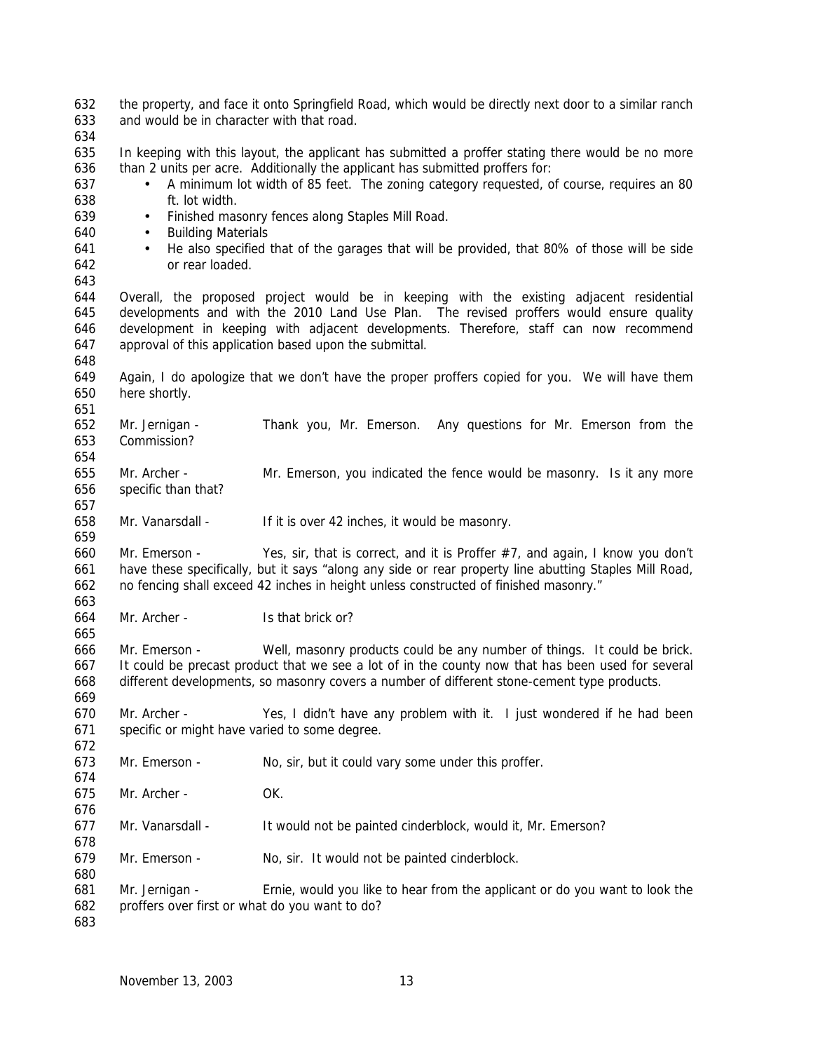the property, and face it onto Springfield Road, which would be directly next door to a similar ranch and would be in character with that road.

In keeping with this layout, the applicant has submitted a proffer stating there would be no more than 2 units per acre. Additionally the applicant has submitted proffers for:

- A minimum lot width of 85 feet. The zoning category requested, of course, requires an 80 ft. lot width.
- Finished masonry fences along Staples Mill Road.
- Building Materials
- He also specified that of the garages that will be provided, that 80% of those will be side or rear loaded.

Overall, the proposed project would be in keeping with the existing adjacent residential developments and with the 2010 Land Use Plan. The revised proffers would ensure quality development in keeping with adjacent developments. Therefore, staff can now recommend approval of this application based upon the submittal.

Again, I do apologize that we don't have the proper proffers copied for you. We will have them here shortly.

Mr. Jernigan - Thank you, Mr. Emerson. Any questions for Mr. Emerson from the Commission?

Mr. Archer - Mr. Emerson, you indicated the fence would be masonry. Is it any more specific than that?

Mr. Vanarsdall - If it is over 42 inches, it would be masonry.

Mr. Emerson - Yes, sir, that is correct, and it is Proffer #7, and again, I know you don't have these specifically, but it says "along any side or rear property line abutting Staples Mill Road, no fencing shall exceed 42 inches in height unless constructed of finished masonry."

Mr. Archer - Is that brick or?

Mr. Emerson - Well, masonry products could be any number of things. It could be brick. It could be precast product that we see a lot of in the county now that has been used for several different developments, so masonry covers a number of different stone-cement type products.

Mr. Archer - Yes, I didn't have any problem with it. I just wondered if he had been specific or might have varied to some degree.

Mr. Emerson - No, sir, but it could vary some under this proffer.

Mr. Archer - OK.

Mr. Vanarsdall - It would not be painted cinderblock, would it, Mr. Emerson?

Mr. Emerson - No, sir. It would not be painted cinderblock.

Mr. Jernigan - Ernie, would you like to hear from the applicant or do you want to look the proffers over first or what do you want to do?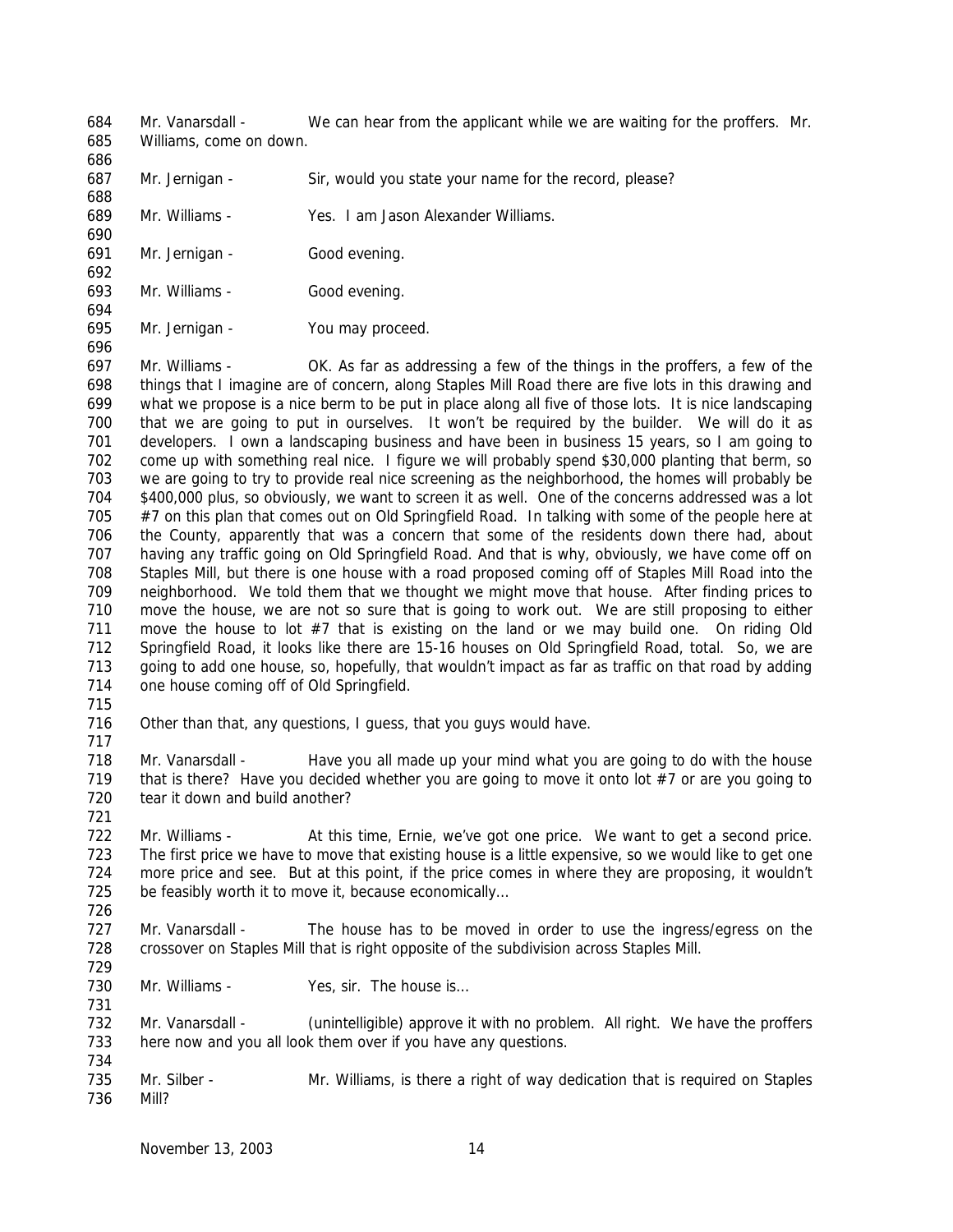Mr. Vanarsdall - We can hear from the applicant while we are waiting for the proffers. Mr. Williams, come on down.

Mr. Jernigan - Sir, would you state your name for the record, please?

Mr. Williams - Yes. I am Jason Alexander Williams.

Mr. Jernigan - Good evening.

Mr. Williams - Good evening.

Mr. Jernigan - You may proceed.

Mr. Williams - OK. As far as addressing a few of the things in the proffers, a few of the things that I imagine are of concern, along Staples Mill Road there are five lots in this drawing and what we propose is a nice berm to be put in place along all five of those lots. It is nice landscaping that we are going to put in ourselves. It won't be required by the builder. We will do it as developers. I own a landscaping business and have been in business 15 years, so I am going to come up with something real nice. I figure we will probably spend $30,000 planting that berm, so we are going to try to provide real nice screening as the neighborhood, the homes will probably be $400,000 plus, so obviously, we want to screen it as well. One of the concerns addressed was a lot #7 on this plan that comes out on Old Springfield Road. In talking with some of the people here at the County, apparently that was a concern that some of the residents down there had, about having any traffic going on Old Springfield Road. And that is why, obviously, we have come off on Staples Mill, but there is one house with a road proposed coming off of Staples Mill Road into the neighborhood. We told them that we thought we might move that house. After finding prices to move the house, we are not so sure that is going to work out. We are still proposing to either move the house to lot #7 that is existing on the land or we may build one. On riding Old Springfield Road, it looks like there are 15-16 houses on Old Springfield Road, total. So, we are going to add one house, so, hopefully, that wouldn't impact as far as traffic on that road by adding one house coming off of Old Springfield.

Other than that, any questions, I guess, that you guys would have.

Mr. Vanarsdall - Have you all made up your mind what you are going to do with the house that is there? Have you decided whether you are going to move it onto lot #7 or are you going to tear it down and build another?

Mr. Williams - At this time, Ernie, we've got one price. We want to get a second price. The first price we have to move that existing house is a little expensive, so we would like to get one more price and see. But at this point, if the price comes in where they are proposing, it wouldn't be feasibly worth it to move it, because economically…

Mr. Vanarsdall - The house has to be moved in order to use the ingress/egress on the crossover on Staples Mill that is right opposite of the subdivision across Staples Mill.

Mr. Williams - Yes, sir. The house is…

Mr. Vanarsdall - (unintelligible) approve it with no problem. All right. We have the proffers here now and you all look them over if you have any questions.

Mr. Silber - Mr. Williams, is there a right of way dedication that is required on Staples Mill?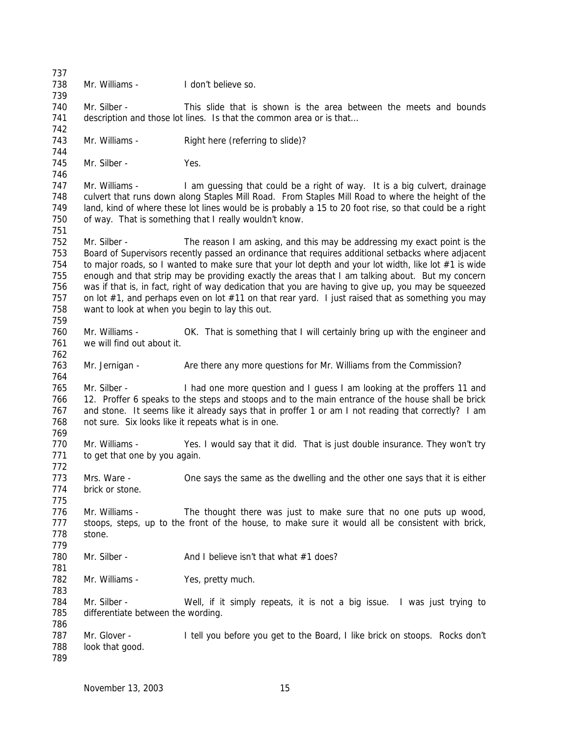Mr. Williams - I don't believe so.

Mr. Silber - This slide that is shown is the area between the meets and bounds description and those lot lines. Is that the common area or is that...

Mr. Williams - Right here (referring to slide)?

Mr. Silber - Yes.

Mr. Williams - I am guessing that could be a right of way. It is a big culvert, drainage culvert that runs down along Staples Mill Road. From Staples Mill Road to where the height of the land, kind of where these lot lines would be is probably a 15 to 20 foot rise, so that could be a right of way. That is something that I really wouldn't know.

Mr. Silber - The reason I am asking, and this may be addressing my exact point is the Board of Supervisors recently passed an ordinance that requires additional setbacks where adjacent to major roads, so I wanted to make sure that your lot depth and your lot width, like lot #1 is wide enough and that strip may be providing exactly the areas that I am talking about. But my concern was if that is, in fact, right of way dedication that you are having to give up, you may be squeezed on lot #1, and perhaps even on lot #11 on that rear yard. I just raised that as something you may want to look at when you begin to lay this out.

Mr. Williams - OK. That is something that I will certainly bring up with the engineer and we will find out about it.

Mr. Jernigan - Are there any more questions for Mr. Williams from the Commission?

Mr. Silber - I had one more question and I guess I am looking at the proffers 11 and 12. Proffer 6 speaks to the steps and stoops and to the main entrance of the house shall be brick and stone. It seems like it already says that in proffer 1 or am I not reading that correctly? I am not sure. Six looks like it repeats what is in one.

Mr. Williams - Yes. I would say that it did. That is just double insurance. They won't try to get that one by you again.

Mrs. Ware - One says the same as the dwelling and the other one says that it is either brick or stone.

Mr. Williams - The thought there was just to make sure that no one puts up wood, stoops, steps, up to the front of the house, to make sure it would all be consistent with brick, stone.

Mr. Silber - And I believe isn't that what #1 does?

Mr. Williams - Yes, pretty much.

Mr. Silber - Well, if it simply repeats, it is not a big issue. I was just trying to differentiate between the wording.

Mr. Glover - I tell you before you get to the Board, I like brick on stoops. Rocks don't look that good.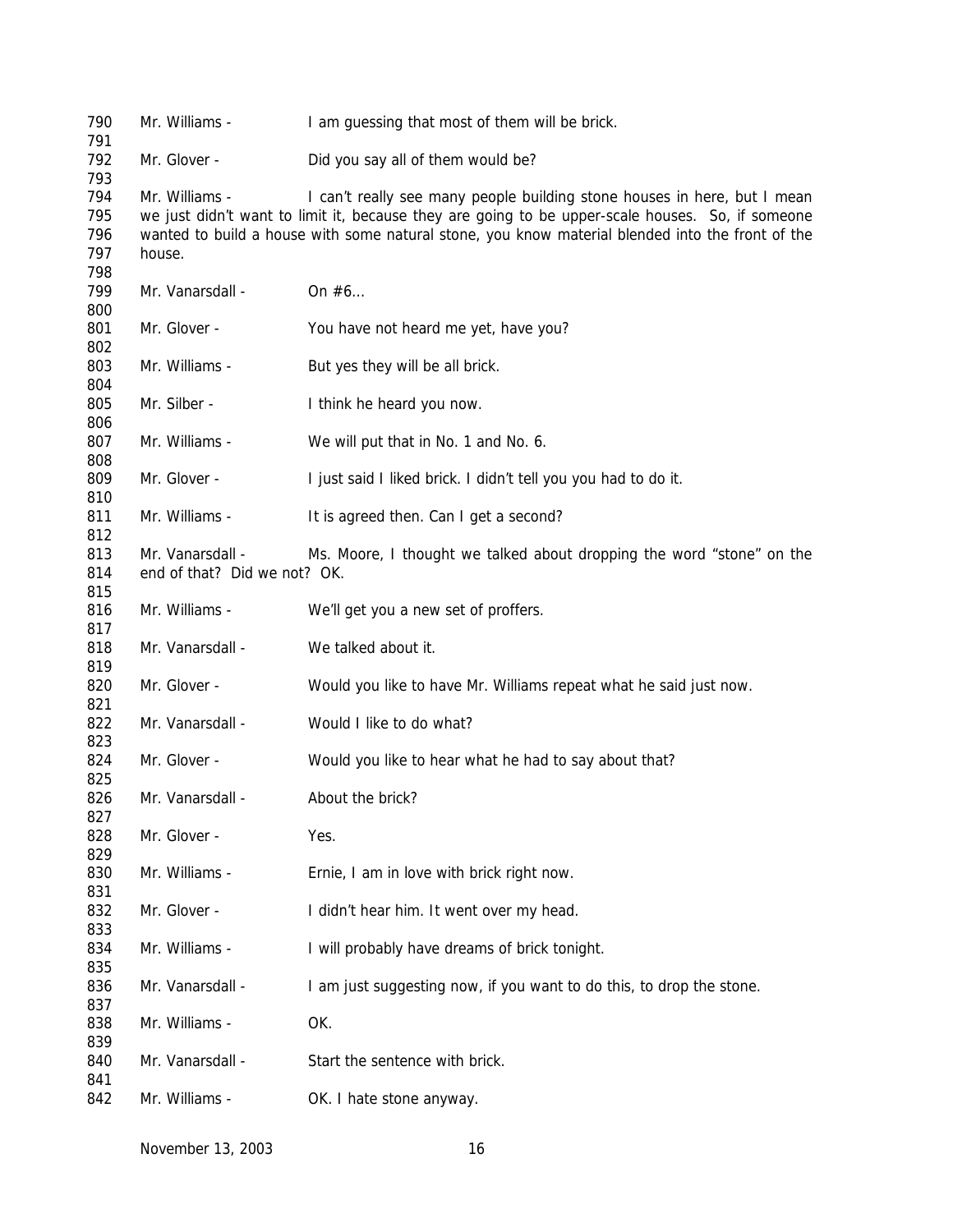790 Mr. Williams - I am guessing that most of them will be brick.
791
792 Mr. Glover - Did you say all of them would be?
793
794 Mr. Williams - I can't really see many people building stone houses in here, but I mean
795 we just didn't want to limit it, because they are going to be upper-scale houses. So, if someone
796 wanted to build a house with some natural stone, you know material blended into the front of the
797 house.
798
799 Mr. Vanarsdall - On #6…
800
801 Mr. Glover - You have not heard me yet, have you?
802
803 Mr. Williams - But yes they will be all brick.
804
805 Mr. Silber - I think he heard you now.
806
807 Mr. Williams - We will put that in No. 1 and No. 6.
808
809 Mr. Glover - I just said I liked brick. I didn't tell you you had to do it.
810
811 Mr. Williams - It is agreed then. Can I get a second?
812
813 Mr. Vanarsdall - Ms. Moore, I thought we talked about dropping the word "stone" on the
814 end of that? Did we not? OK.
815
816 Mr. Williams - We'll get you a new set of proffers.
817
818 Mr. Vanarsdall - We talked about it.
819
820 Mr. Glover - Would you like to have Mr. Williams repeat what he said just now.
821
822 Mr. Vanarsdall - Would I like to do what?
823
824 Mr. Glover - Would you like to hear what he had to say about that?
825
826 Mr. Vanarsdall - About the brick?
827
828 Mr. Glover - Yes.
829
830 Mr. Williams - Ernie, I am in love with brick right now.
831
832 Mr. Glover - I didn't hear him. It went over my head.
833
834 Mr. Williams - I will probably have dreams of brick tonight.
835
836 Mr. Vanarsdall - I am just suggesting now, if you want to do this, to drop the stone.
837
838 Mr. Williams - OK.
839
840 Mr. Vanarsdall - Start the sentence with brick.
841
842 Mr. Williams - OK. I hate stone anyway.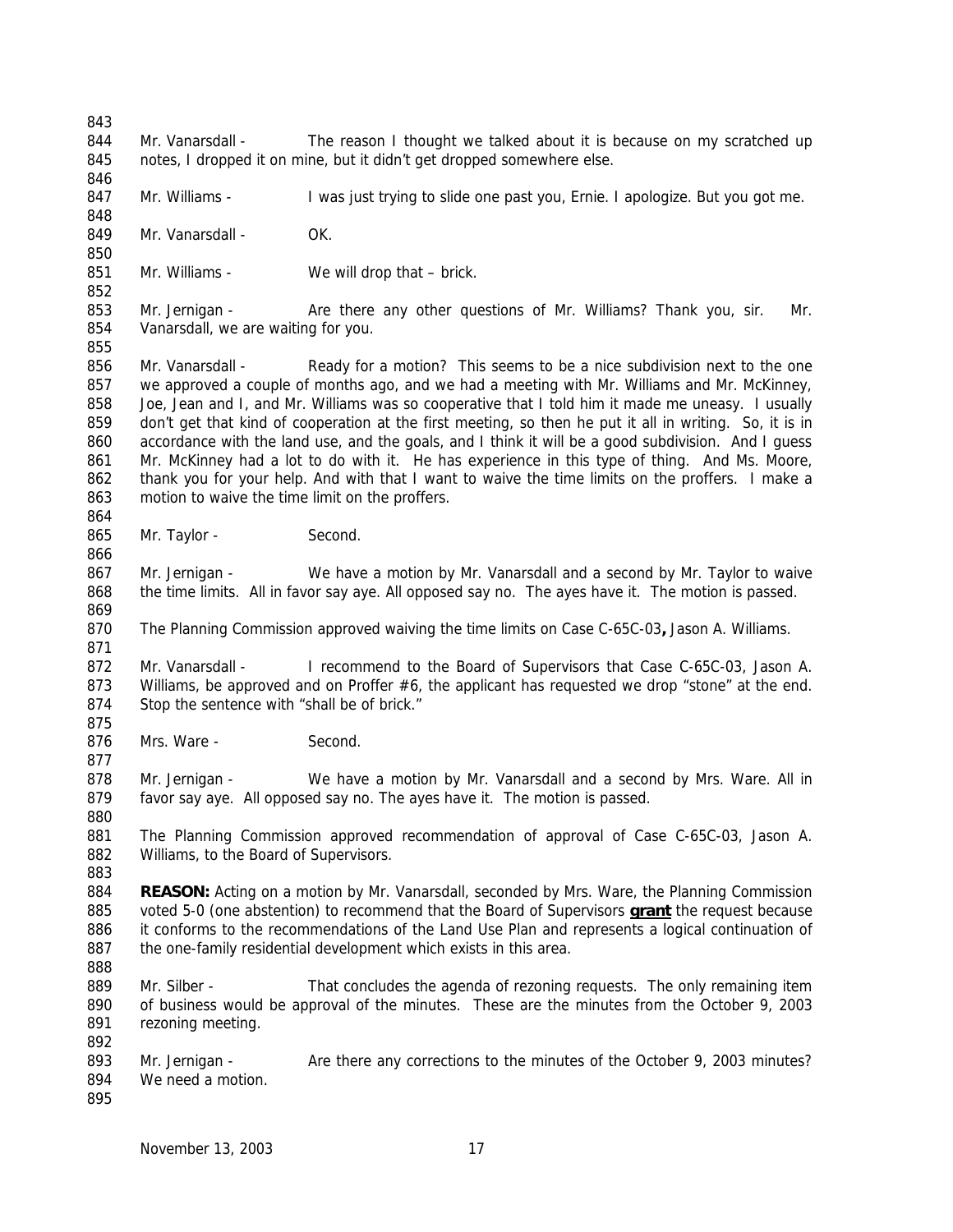Mr. Vanarsdall - The reason I thought we talked about it is because on my scratched up notes, I dropped it on mine, but it didn't get dropped somewhere else.

Mr. Williams - I was just trying to slide one past you, Ernie. I apologize. But you got me.

Mr. Vanarsdall - OK.

Mr. Williams - We will drop that – brick.

Mr. Jernigan - Are there any other questions of Mr. Williams? Thank you, sir. Mr. Vanarsdall, we are waiting for you.

Mr. Vanarsdall - Ready for a motion? This seems to be a nice subdivision next to the one we approved a couple of months ago, and we had a meeting with Mr. Williams and Mr. McKinney, Joe, Jean and I, and Mr. Williams was so cooperative that I told him it made me uneasy. I usually don't get that kind of cooperation at the first meeting, so then he put it all in writing. So, it is in accordance with the land use, and the goals, and I think it will be a good subdivision. And I guess Mr. McKinney had a lot to do with it. He has experience in this type of thing. And Ms. Moore, thank you for your help. And with that I want to waive the time limits on the proffers. I make a motion to waive the time limit on the proffers.

Mr. Taylor - Second.

Mr. Jernigan - We have a motion by Mr. Vanarsdall and a second by Mr. Taylor to waive the time limits. All in favor say aye. All opposed say no. The ayes have it. The motion is passed.

The Planning Commission approved waiving the time limits on Case C-65C-03**,** Jason A. Williams.

Mr. Vanarsdall - I recommend to the Board of Supervisors that Case C-65C-03, Jason A. Williams, be approved and on Proffer #6, the applicant has requested we drop "stone" at the end. Stop the sentence with "shall be of brick."

Mrs. Ware - Second.

Mr. Jernigan - We have a motion by Mr. Vanarsdall and a second by Mrs. Ware. All in favor say aye. All opposed say no. The ayes have it. The motion is passed.

The Planning Commission approved recommendation of approval of Case C-65C-03, Jason A. Williams, to the Board of Supervisors.

**REASON:** Acting on a motion by Mr. Vanarsdall, seconded by Mrs. Ware, the Planning Commission voted 5-0 (one abstention) to recommend that the Board of Supervisors **grant** the request because it conforms to the recommendations of the Land Use Plan and represents a logical continuation of the one-family residential development which exists in this area.

Mr. Silber - That concludes the agenda of rezoning requests. The only remaining item of business would be approval of the minutes. These are the minutes from the October 9, 2003 rezoning meeting.

Mr. Jernigan - Are there any corrections to the minutes of the October 9, 2003 minutes? We need a motion.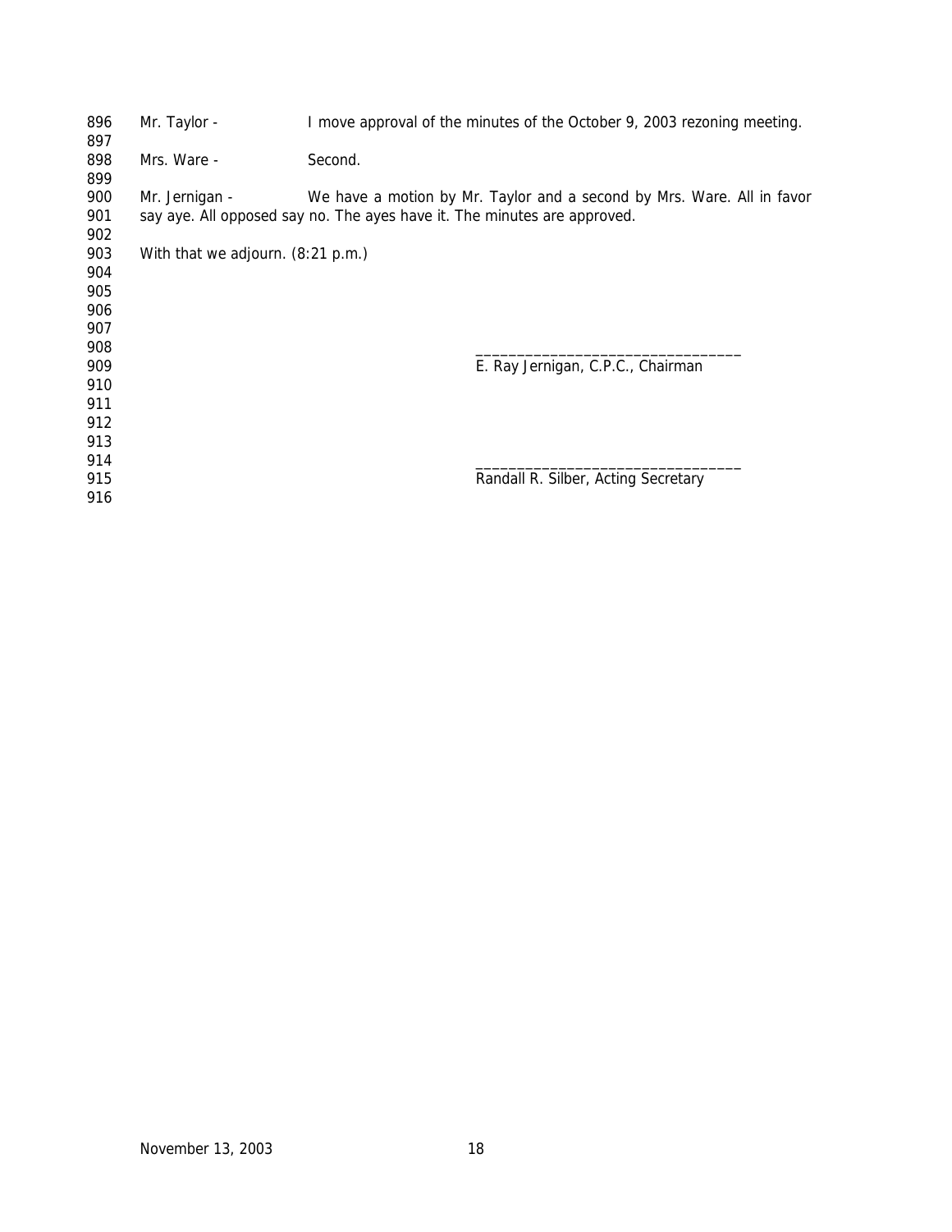896 Mr. Taylor - I move approval of the minutes of the October 9, 2003 rezoning meeting.
897
898 Mrs. Ware - Second.
899
900 Mr. Jernigan - We have a motion by Mr. Taylor and a second by Mrs. Ware. All in favor
901 say aye. All opposed say no. The ayes have it. The minutes are approved.
902
903 With that we adjourn. (8:21 p.m.)
904
905
906
907
908 ________________________________
909 E. Ray Jernigan, C.P.C., Chairman
910
911
912
913
914 ________________________________
915 Randall R. Silber, Acting Secretary
916